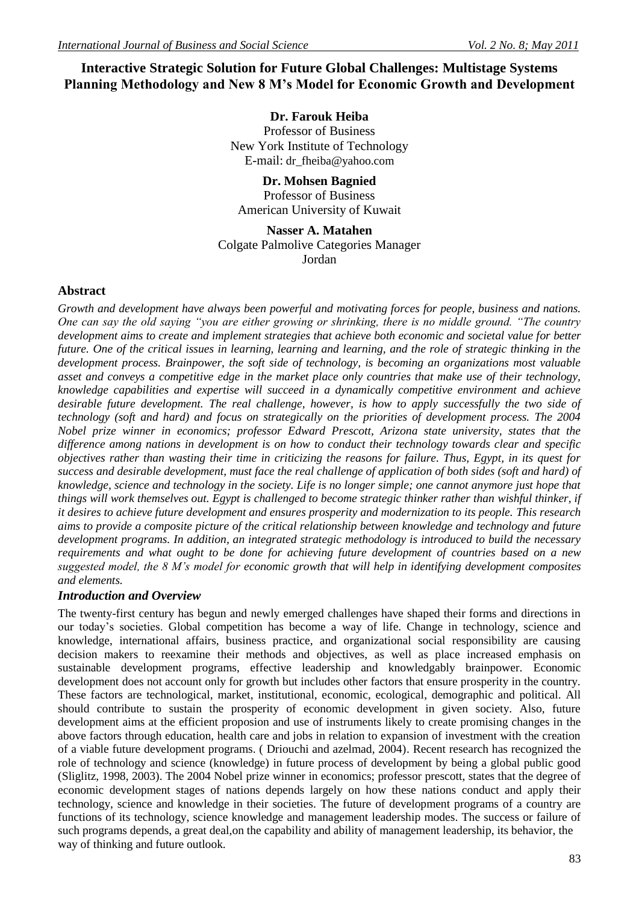# Interactive Strategic Solution for Future Global Challenges: Multistage Systems Planning Methodology and New 8 M's Model for Economic Growth and Development

**Dr. Farouk Heiba**
Professor of Business
New York Institute of Technology
E-mail: dr_fheiba@yahoo.com

**Dr. Mohsen Bagnied**
Professor of Business
American University of Kuwait

**Nasser A. Matahen**
Colgate Palmolive Categories Manager
Jordan

## Abstract

*Growth and development have always been powerful and motivating forces for people, business and nations. One can say the old saying "you are either growing or shrinking, there is no middle ground. "The country development aims to create and implement strategies that achieve both economic and societal value for better future. One of the critical issues in learning, learning and learning, and the role of strategic thinking in the development process. Brainpower, the soft side of technology, is becoming an organizations most valuable asset and conveys a competitive edge in the market place only countries that make use of their technology, knowledge capabilities and expertise will succeed in a dynamically competitive environment and achieve desirable future development. The real challenge, however, is how to apply successfully the two side of technology (soft and hard) and focus on strategically on the priorities of development process. The 2004 Nobel prize winner in economics; professor Edward Prescott, Arizona state university, states that the difference among nations in development is on how to conduct their technology towards clear and specific objectives rather than wasting their time in criticizing the reasons for failure. Thus, Egypt, in its quest for success and desirable development, must face the real challenge of application of both sides (soft and hard) of knowledge, science and technology in the society. Life is no longer simple; one cannot anymore just hope that things will work themselves out. Egypt is challenged to become strategic thinker rather than wishful thinker, if it desires to achieve future development and ensures prosperity and modernization to its people. This research aims to provide a composite picture of the critical relationship between knowledge and technology and future development programs. In addition, an integrated strategic methodology is introduced to build the necessary requirements and what ought to be done for achieving future development of countries based on a new suggested model, the 8 M's model for economic growth that will help in identifying development composites and elements.*

### *Introduction and Overview*

The twenty-first century has begun and newly emerged challenges have shaped their forms and directions in our today's societies. Global competition has become a way of life. Change in technology, science and knowledge, international affairs, business practice, and organizational social responsibility are causing decision makers to reexamine their methods and objectives, as well as place increased emphasis on sustainable development programs, effective leadership and knowledgably brainpower. Economic development does not account only for growth but includes other factors that ensure prosperity in the country. These factors are technological, market, institutional, economic, ecological, demographic and political. All should contribute to sustain the prosperity of economic development in given society. Also, future development aims at the efficient proposion and use of instruments likely to create promising changes in the above factors through education, health care and jobs in relation to expansion of investment with the creation of a viable future development programs. ( Driouchi and azelmad, 2004). Recent research has recognized the role of technology and science (knowledge) in future process of development by being a global public good (Sliglitz, 1998, 2003). The 2004 Nobel prize winner in economics; professor prescott, states that the degree of economic development stages of nations depends largely on how these nations conduct and apply their technology, science and knowledge in their societies. The future of development programs of a country are functions of its technology, science knowledge and management leadership modes. The success or failure of such programs depends, a great deal,on the capability and ability of management leadership, its behavior, the way of thinking and future outlook.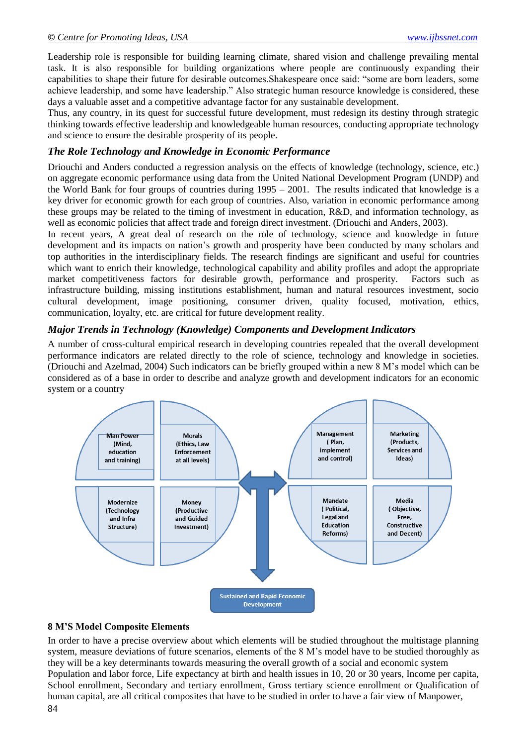Leadership role is responsible for building learning climate, shared vision and challenge prevailing mental task. It is also responsible for building organizations where people are continuously expanding their capabilities to shape their future for desirable outcomes.Shakespeare once said: "some are born leaders, some achieve leadership, and some have leadership." Also strategic human resource knowledge is considered, these days a valuable asset and a competitive advantage factor for any sustainable development.

Thus, any country, in its quest for successful future development, must redesign its destiny through strategic thinking towards effective leadership and knowledgeable human resources, conducting appropriate technology and science to ensure the desirable prosperity of its people.

### *The Role Technology and Knowledge in Economic Performance*

Driouchi and Anders conducted a regression analysis on the effects of knowledge (technology, science, etc.) on aggregate economic performance using data from the United National Development Program (UNDP) and the World Bank for four groups of countries during 1995 – 2001. The results indicated that knowledge is a key driver for economic growth for each group of countries. Also, variation in economic performance among these groups may be related to the timing of investment in education, R&D, and information technology, as well as economic policies that affect trade and foreign direct investment. (Driouchi and Anders, 2003).

In recent years, A great deal of research on the role of technology, science and knowledge in future development and its impacts on nation's growth and prosperity have been conducted by many scholars and top authorities in the interdisciplinary fields. The research findings are significant and useful for countries which want to enrich their knowledge, technological capability and ability profiles and adopt the appropriate market competitiveness factors for desirable growth, performance and prosperity. Factors such as infrastructure building, missing institutions establishment, human and natural resources investment, socio cultural development, image positioning, consumer driven, quality focused, motivation, ethics, communication, loyalty, etc. are critical for future development reality.

### *Major Trends in Technology (Knowledge) Components and Development Indicators*

A number of cross-cultural empirical research in developing countries repealed that the overall development performance indicators are related directly to the role of science, technology and knowledge in societies. (Driouchi and Azelmad, 2004) Such indicators can be briefly grouped within a new 8 M's model which can be considered as of a base in order to describe and analyze growth and development indicators for an economic system or a country

Man Power (Mind, education and training)

Morals (Ethics, Law Enforcement at all levels)

Management ( Plan, implement and control)

Marketing (Products, Services and Ideas)

Modernize (Technology and Infra Structure)

Money (Productive and Guided Investment)

Mandate ( Political, Legal and Education Reforms)

Media ( Objective, Free, Constructive and Decent)

Sustained and Rapid Economic Development

**8 M'S Model Composite Elements**

In order to have a precise overview about which elements will be studied throughout the multistage planning system, measure deviations of future scenarios, elements of the 8 M's model have to be studied thoroughly as they will be a key determinants towards measuring the overall growth of a social and economic system Population and labor force, Life expectancy at birth and health issues in 10, 20 or 30 years, Income per capita, School enrollment, Secondary and tertiary enrollment, Gross tertiary science enrollment or Qualification of human capital, are all critical composites that have to be studied in order to have a fair view of Manpower,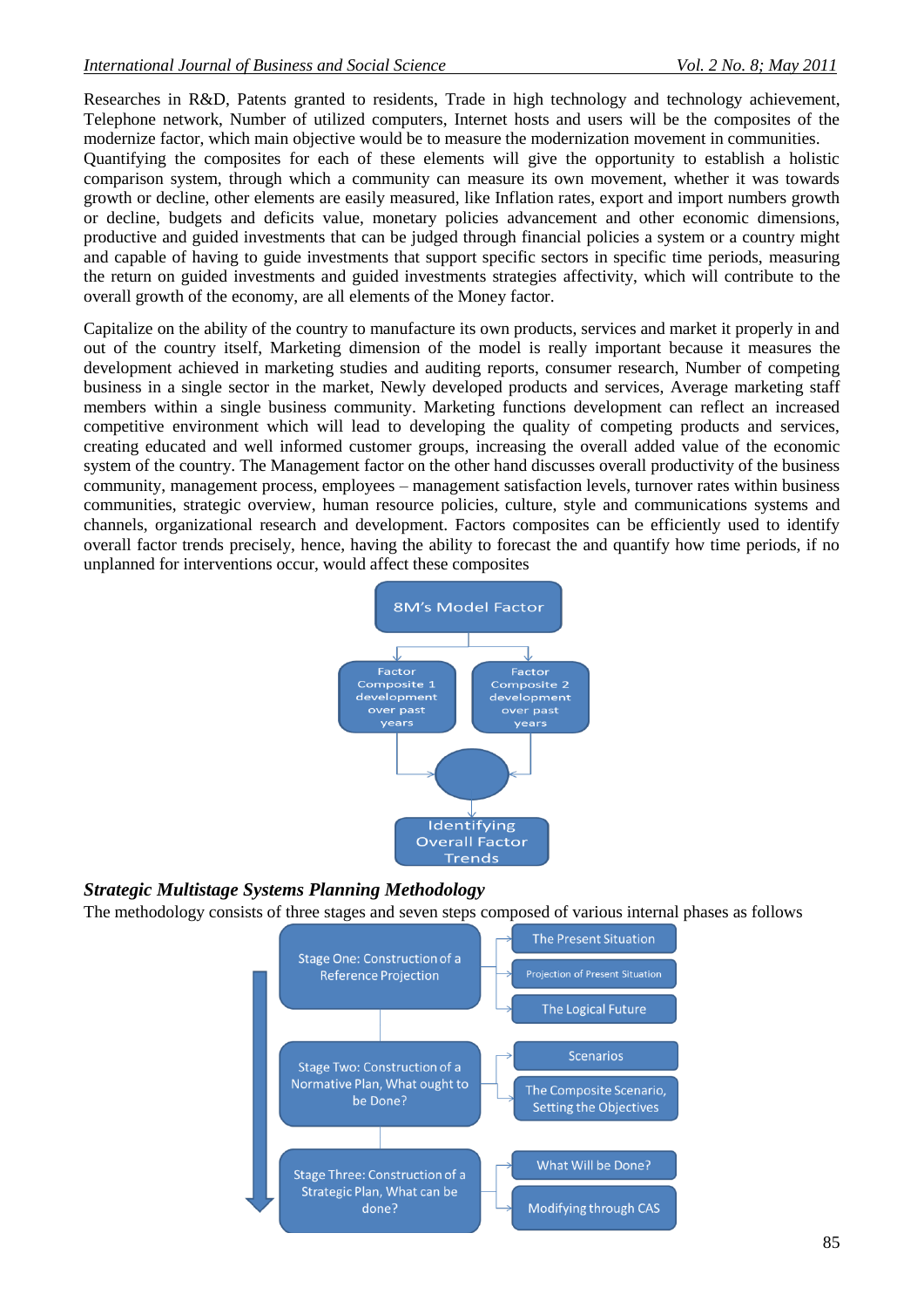Researches in R&D, Patents granted to residents, Trade in high technology and technology achievement, Telephone network, Number of utilized computers, Internet hosts and users will be the composites of the modernize factor, which main objective would be to measure the modernization movement in communities.
Quantifying the composites for each of these elements will give the opportunity to establish a holistic comparison system, through which a community can measure its own movement, whether it was towards growth or decline, other elements are easily measured, like Inflation rates, export and import numbers growth or decline, budgets and deficits value, monetary policies advancement and other economic dimensions, productive and guided investments that can be judged through financial policies a system or a country might and capable of having to guide investments that support specific sectors in specific time periods, measuring the return on guided investments and guided investments strategies affectivity, which will contribute to the overall growth of the economy, are all elements of the Money factor.

Capitalize on the ability of the country to manufacture its own products, services and market it properly in and out of the country itself, Marketing dimension of the model is really important because it measures the development achieved in marketing studies and auditing reports, consumer research, Number of competing business in a single sector in the market, Newly developed products and services, Average marketing staff members within a single business community. Marketing functions development can reflect an increased competitive environment which will lead to developing the quality of competing products and services, creating educated and well informed customer groups, increasing the overall added value of the economic system of the country. The Management factor on the other hand discusses overall productivity of the business community, management process, employees – management satisfaction levels, turnover rates within business communities, strategic overview, human resource policies, culture, style and communications systems and channels, organizational research and development. Factors composites can be efficiently used to identify overall factor trends precisely, hence, having the ability to forecast the and quantify how time periods, if no unplanned for interventions occur, would affect these composites

8M's Model Factor

Factor Composite 1 development over past years

Factor Composite 2 development over past years

Identifying Overall Factor Trends

### *Strategic Multistage Systems Planning Methodology*

The methodology consists of three stages and seven steps composed of various internal phases as follows

- Stage One: Construction of a Reference Projection
  - The Present Situation
  - Projection of Present Situation
  - The Logical Future
- Stage Two: Construction of a Normative Plan, What ought to be Done?
  - Scenarios
  - The Composite Scenario, Setting the Objectives
- Stage Three: Construction of a Strategic Plan, What can be done?
  - What Will be Done?
  - Modifying through CAS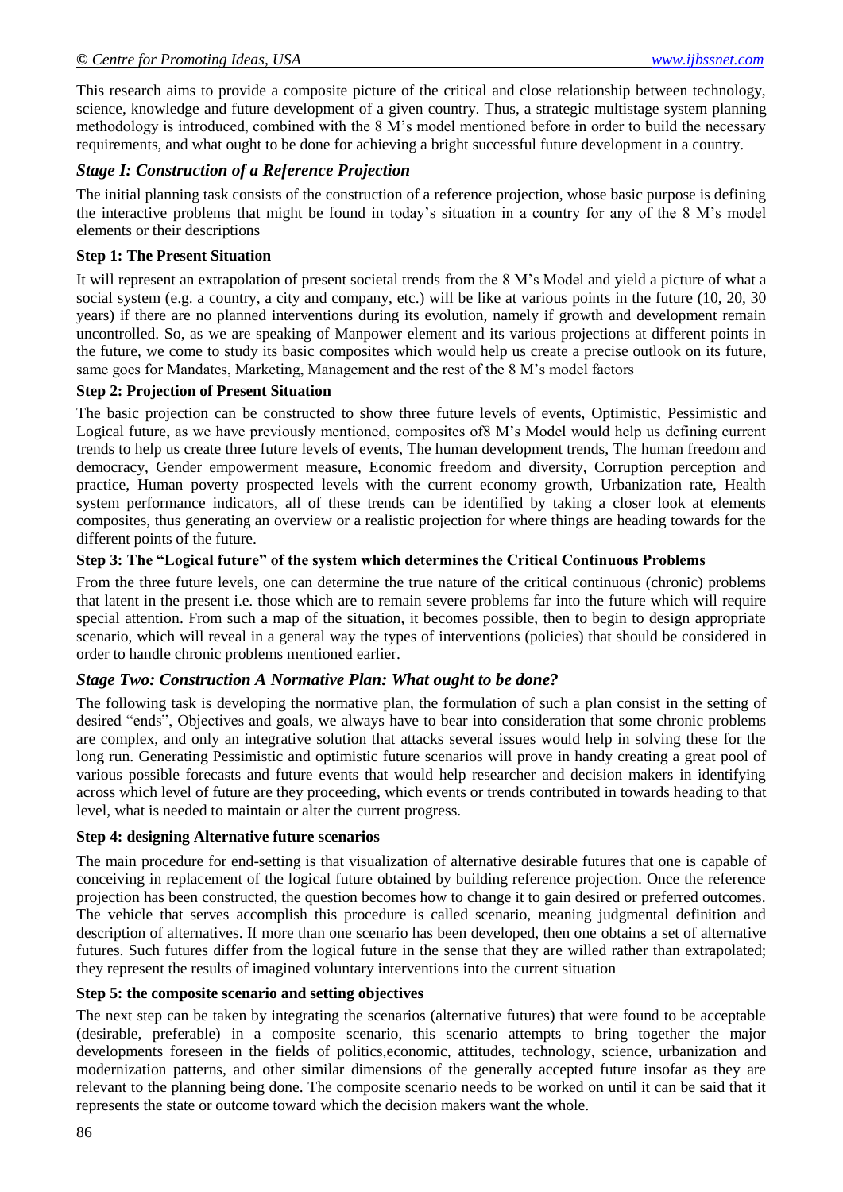This research aims to provide a composite picture of the critical and close relationship between technology, science, knowledge and future development of a given country. Thus, a strategic multistage system planning methodology is introduced, combined with the 8 M's model mentioned before in order to build the necessary requirements, and what ought to be done for achieving a bright successful future development in a country.

### *Stage I: Construction of a Reference Projection*

The initial planning task consists of the construction of a reference projection, whose basic purpose is defining the interactive problems that might be found in today's situation in a country for any of the 8 M's model elements or their descriptions

**Step 1: The Present Situation**

It will represent an extrapolation of present societal trends from the 8 M's Model and yield a picture of what a social system (e.g. a country, a city and company, etc.) will be like at various points in the future (10, 20, 30 years) if there are no planned interventions during its evolution, namely if growth and development remain uncontrolled. So, as we are speaking of Manpower element and its various projections at different points in the future, we come to study its basic composites which would help us create a precise outlook on its future, same goes for Mandates, Marketing, Management and the rest of the 8 M's model factors

**Step 2: Projection of Present Situation**

The basic projection can be constructed to show three future levels of events, Optimistic, Pessimistic and Logical future, as we have previously mentioned, composites of8 M's Model would help us defining current trends to help us create three future levels of events, The human development trends, The human freedom and democracy, Gender empowerment measure, Economic freedom and diversity, Corruption perception and practice, Human poverty prospected levels with the current economy growth, Urbanization rate, Health system performance indicators, all of these trends can be identified by taking a closer look at elements composites, thus generating an overview or a realistic projection for where things are heading towards for the different points of the future.

**Step 3: The "Logical future" of the system which determines the Critical Continuous Problems**

From the three future levels, one can determine the true nature of the critical continuous (chronic) problems that latent in the present i.e. those which are to remain severe problems far into the future which will require special attention. From such a map of the situation, it becomes possible, then to begin to design appropriate scenario, which will reveal in a general way the types of interventions (policies) that should be considered in order to handle chronic problems mentioned earlier.

### *Stage Two: Construction A Normative Plan: What ought to be done?*

The following task is developing the normative plan, the formulation of such a plan consist in the setting of desired "ends", Objectives and goals, we always have to bear into consideration that some chronic problems are complex, and only an integrative solution that attacks several issues would help in solving these for the long run. Generating Pessimistic and optimistic future scenarios will prove in handy creating a great pool of various possible forecasts and future events that would help researcher and decision makers in identifying across which level of future are they proceeding, which events or trends contributed in towards heading to that level, what is needed to maintain or alter the current progress.

**Step 4: designing Alternative future scenarios**

The main procedure for end-setting is that visualization of alternative desirable futures that one is capable of conceiving in replacement of the logical future obtained by building reference projection. Once the reference projection has been constructed, the question becomes how to change it to gain desired or preferred outcomes. The vehicle that serves accomplish this procedure is called scenario, meaning judgmental definition and description of alternatives. If more than one scenario has been developed, then one obtains a set of alternative futures. Such futures differ from the logical future in the sense that they are willed rather than extrapolated; they represent the results of imagined voluntary interventions into the current situation

**Step 5: the composite scenario and setting objectives**

The next step can be taken by integrating the scenarios (alternative futures) that were found to be acceptable (desirable, preferable) in a composite scenario, this scenario attempts to bring together the major developments foreseen in the fields of politics,economic, attitudes, technology, science, urbanization and modernization patterns, and other similar dimensions of the generally accepted future insofar as they are relevant to the planning being done. The composite scenario needs to be worked on until it can be said that it represents the state or outcome toward which the decision makers want the whole.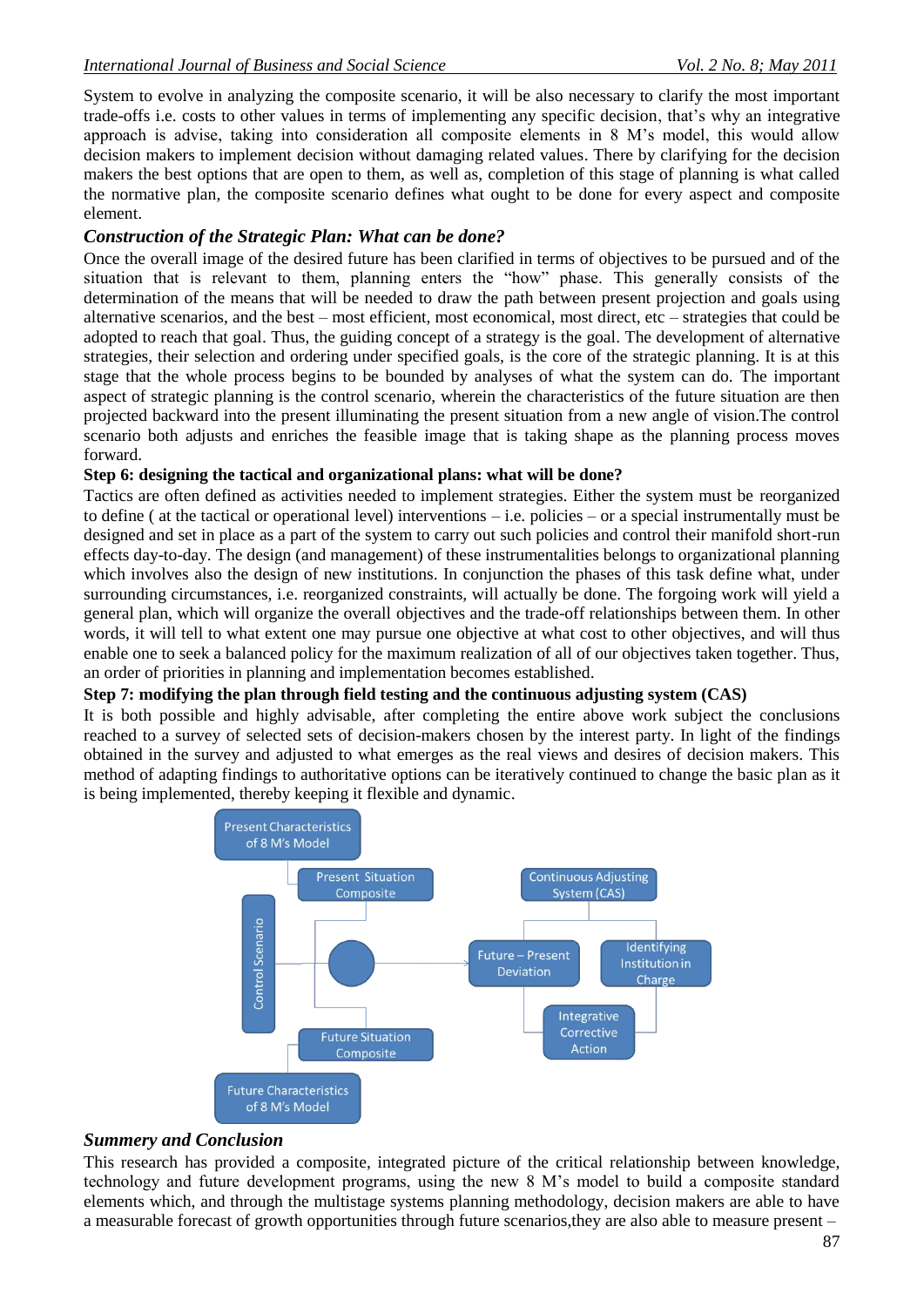System to evolve in analyzing the composite scenario, it will be also necessary to clarify the most important trade-offs i.e. costs to other values in terms of implementing any specific decision, that's why an integrative approach is advise, taking into consideration all composite elements in 8 M's model, this would allow decision makers to implement decision without damaging related values. There by clarifying for the decision makers the best options that are open to them, as well as, completion of this stage of planning is what called the normative plan, the composite scenario defines what ought to be done for every aspect and composite element.

### *Construction of the Strategic Plan: What can be done?*

Once the overall image of the desired future has been clarified in terms of objectives to be pursued and of the situation that is relevant to them, planning enters the "how" phase. This generally consists of the determination of the means that will be needed to draw the path between present projection and goals using alternative scenarios, and the best – most efficient, most economical, most direct, etc – strategies that could be adopted to reach that goal. Thus, the guiding concept of a strategy is the goal. The development of alternative strategies, their selection and ordering under specified goals, is the core of the strategic planning. It is at this stage that the whole process begins to be bounded by analyses of what the system can do. The important aspect of strategic planning is the control scenario, wherein the characteristics of the future situation are then projected backward into the present illuminating the present situation from a new angle of vision.The control scenario both adjusts and enriches the feasible image that is taking shape as the planning process moves forward.

**Step 6: designing the tactical and organizational plans: what will be done?**

Tactics are often defined as activities needed to implement strategies. Either the system must be reorganized to define ( at the tactical or operational level) interventions – i.e. policies – or a special instrumentally must be designed and set in place as a part of the system to carry out such policies and control their manifold short-run effects day-to-day. The design (and management) of these instrumentalities belongs to organizational planning which involves also the design of new institutions. In conjunction the phases of this task define what, under surrounding circumstances, i.e. reorganized constraints, will actually be done. The forgoing work will yield a general plan, which will organize the overall objectives and the trade-off relationships between them. In other words, it will tell to what extent one may pursue one objective at what cost to other objectives, and will thus enable one to seek a balanced policy for the maximum realization of all of our objectives taken together. Thus, an order of priorities in planning and implementation becomes established.

**Step 7: modifying the plan through field testing and the continuous adjusting system (CAS)**

It is both possible and highly advisable, after completing the entire above work subject the conclusions reached to a survey of selected sets of decision-makers chosen by the interest party. In light of the findings obtained in the survey and adjusted to what emerges as the real views and desires of decision makers. This method of adapting findings to authoritative options can be iteratively continued to change the basic plan as it is being implemented, thereby keeping it flexible and dynamic.

Present Characteristics of 8 M's Model

Present Situation Composite

Control Scenario

Future Situation Composite

Future Characteristics of 8 M's Model

Continuous Adjusting System (CAS)

Future – Present Deviation

Identifying Institution in Charge

Integrative Corrective Action

### *Summery and Conclusion*

This research has provided a composite, integrated picture of the critical relationship between knowledge, technology and future development programs, using the new 8 M's model to build a composite standard elements which, and through the multistage systems planning methodology, decision makers are able to have a measurable forecast of growth opportunities through future scenarios,they are also able to measure present –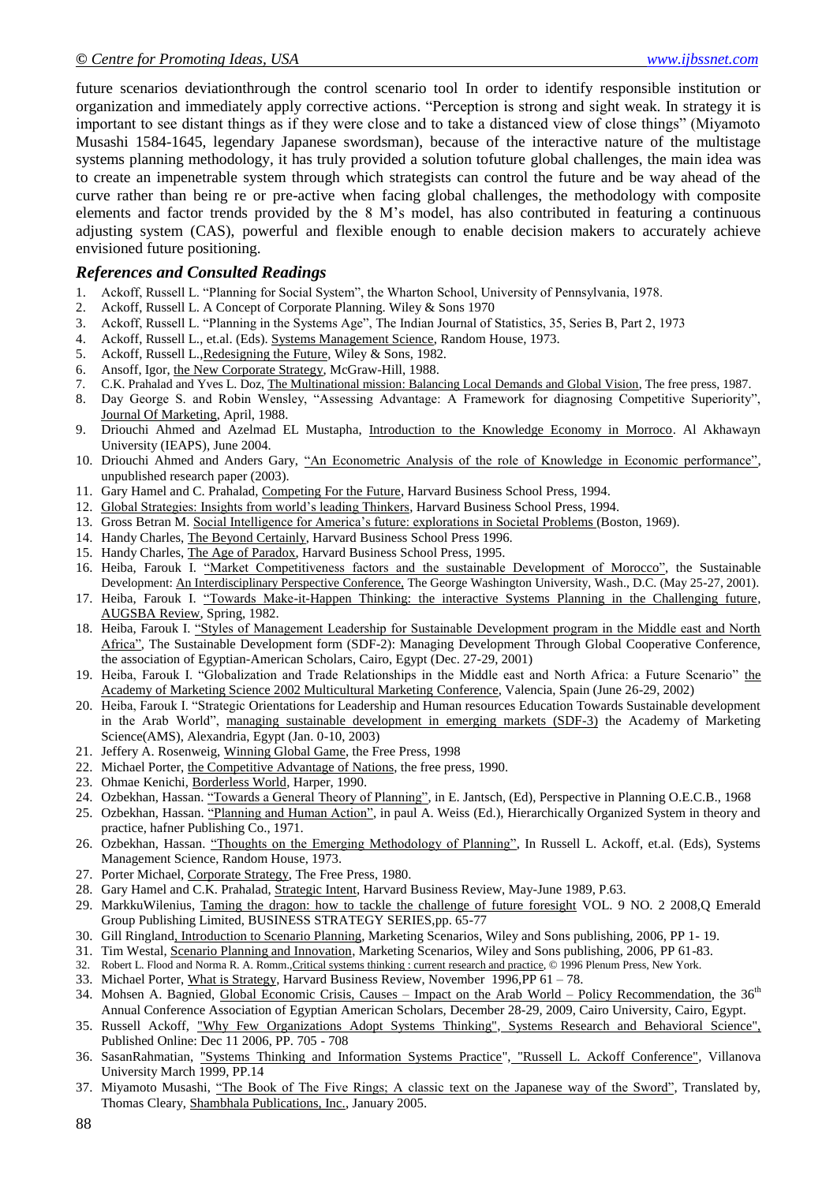future scenarios deviationthrough the control scenario tool In order to identify responsible institution or organization and immediately apply corrective actions. "Perception is strong and sight weak. In strategy it is important to see distant things as if they were close and to take a distanced view of close things" (Miyamoto Musashi 1584-1645, legendary Japanese swordsman), because of the interactive nature of the multistage systems planning methodology, it has truly provided a solution tofuture global challenges, the main idea was to create an impenetrable system through which strategists can control the future and be way ahead of the curve rather than being re or pre-active when facing global challenges, the methodology with composite elements and factor trends provided by the 8 M's model, has also contributed in featuring a continuous adjusting system (CAS), powerful and flexible enough to enable decision makers to accurately achieve envisioned future positioning.

### *References and Consulted Readings*

1. Ackoff, Russell L. "Planning for Social System", the Wharton School, University of Pennsylvania, 1978.
2. Ackoff, Russell L. A Concept of Corporate Planning. Wiley & Sons 1970
3. Ackoff, Russell L. "Planning in the Systems Age", The Indian Journal of Statistics, 35, Series B, Part 2, 1973
4. Ackoff, Russell L., et.al. (Eds). Systems Management Science, Random House, 1973.
5. Ackoff, Russell L.,Redesigning the Future, Wiley & Sons, 1982.
6. Ansoff, Igor, the New Corporate Strategy, McGraw-Hill, 1988.
7. C.K. Prahalad and Yves L. Doz, The Multinational mission: Balancing Local Demands and Global Vision, The free press, 1987.
8. Day George S. and Robin Wensley, "Assessing Advantage: A Framework for diagnosing Competitive Superiority", Journal Of Marketing, April, 1988.
9. Driouchi Ahmed and Azelmad EL Mustapha, Introduction to the Knowledge Economy in Morroco. Al Akhawayn University (IEAPS), June 2004.
10. Driouchi Ahmed and Anders Gary, "An Econometric Analysis of the role of Knowledge in Economic performance", unpublished research paper (2003).
11. Gary Hamel and C. Prahalad, Competing For the Future, Harvard Business School Press, 1994.
12. Global Strategies: Insights from world's leading Thinkers, Harvard Business School Press, 1994.
13. Gross Betran M. Social Intelligence for America's future: explorations in Societal Problems (Boston, 1969).
14. Handy Charles, The Beyond Certainly, Harvard Business School Press 1996.
15. Handy Charles, The Age of Paradox, Harvard Business School Press, 1995.
16. Heiba, Farouk I. "Market Competitiveness factors and the sustainable Development of Morocco", the Sustainable Development: An Interdisciplinary Perspective Conference, The George Washington University, Wash., D.C. (May 25-27, 2001).
17. Heiba, Farouk I. "Towards Make-it-Happen Thinking: the interactive Systems Planning in the Challenging future, AUGSBA Review, Spring, 1982.
18. Heiba, Farouk I. "Styles of Management Leadership for Sustainable Development program in the Middle east and North Africa", The Sustainable Development form (SDF-2): Managing Development Through Global Cooperative Conference, the association of Egyptian-American Scholars, Cairo, Egypt (Dec. 27-29, 2001)
19. Heiba, Farouk I. "Globalization and Trade Relationships in the Middle east and North Africa: a Future Scenario" the Academy of Marketing Science 2002 Multicultural Marketing Conference, Valencia, Spain (June 26-29, 2002)
20. Heiba, Farouk I. "Strategic Orientations for Leadership and Human resources Education Towards Sustainable development in the Arab World", managing sustainable development in emerging markets (SDF-3) the Academy of Marketing Science(AMS), Alexandria, Egypt (Jan. 0-10, 2003)
21. Jeffery A. Rosenweig, Winning Global Game, the Free Press, 1998
22. Michael Porter, the Competitive Advantage of Nations, the free press, 1990.
23. Ohmae Kenichi, Borderless World, Harper, 1990.
24. Ozbekhan, Hassan. "Towards a General Theory of Planning", in E. Jantsch, (Ed), Perspective in Planning O.E.C.B., 1968
25. Ozbekhan, Hassan. "Planning and Human Action", in paul A. Weiss (Ed.), Hierarchically Organized System in theory and practice, hafner Publishing Co., 1971.
26. Ozbekhan, Hassan. "Thoughts on the Emerging Methodology of Planning", In Russell L. Ackoff, et.al. (Eds), Systems Management Science, Random House, 1973.
27. Porter Michael, Corporate Strategy, The Free Press, 1980.
28. Gary Hamel and C.K. Prahalad, Strategic Intent, Harvard Business Review, May-June 1989, P.63.
29. MarkkuWilenius, Taming the dragon: how to tackle the challenge of future foresight VOL. 9 NO. 2 2008,Q Emerald Group Publishing Limited, BUSINESS STRATEGY SERIES,pp. 65-77
30. Gill Ringland, Introduction to Scenario Planning, Marketing Scenarios, Wiley and Sons publishing, 2006, PP 1- 19.
31. Tim Westal, Scenario Planning and Innovation, Marketing Scenarios, Wiley and Sons publishing, 2006, PP 61-83.
32. Robert L. Flood and Norma R. A. Romm.,Critical systems thinking : current research and practice, © 1996 Plenum Press, New York.
33. Michael Porter, What is Strategy, Harvard Business Review, November 1996,PP 61 – 78.
34. Mohsen A. Bagnied, Global Economic Crisis, Causes – Impact on the Arab World – Policy Recommendation, the 36th Annual Conference Association of Egyptian American Scholars, December 28-29, 2009, Cairo University, Cairo, Egypt.
35. Russell Ackoff, "Why Few Organizations Adopt Systems Thinking", Systems Research and Behavioral Science", Published Online: Dec 11 2006, PP. 705 - 708
36. SasanRahmatian, "Systems Thinking and Information Systems Practice", "Russell L. Ackoff Conference", Villanova University March 1999, PP.14
37. Miyamoto Musashi, "The Book of The Five Rings; A classic text on the Japanese way of the Sword", Translated by, Thomas Cleary, Shambhala Publications, Inc., January 2005.